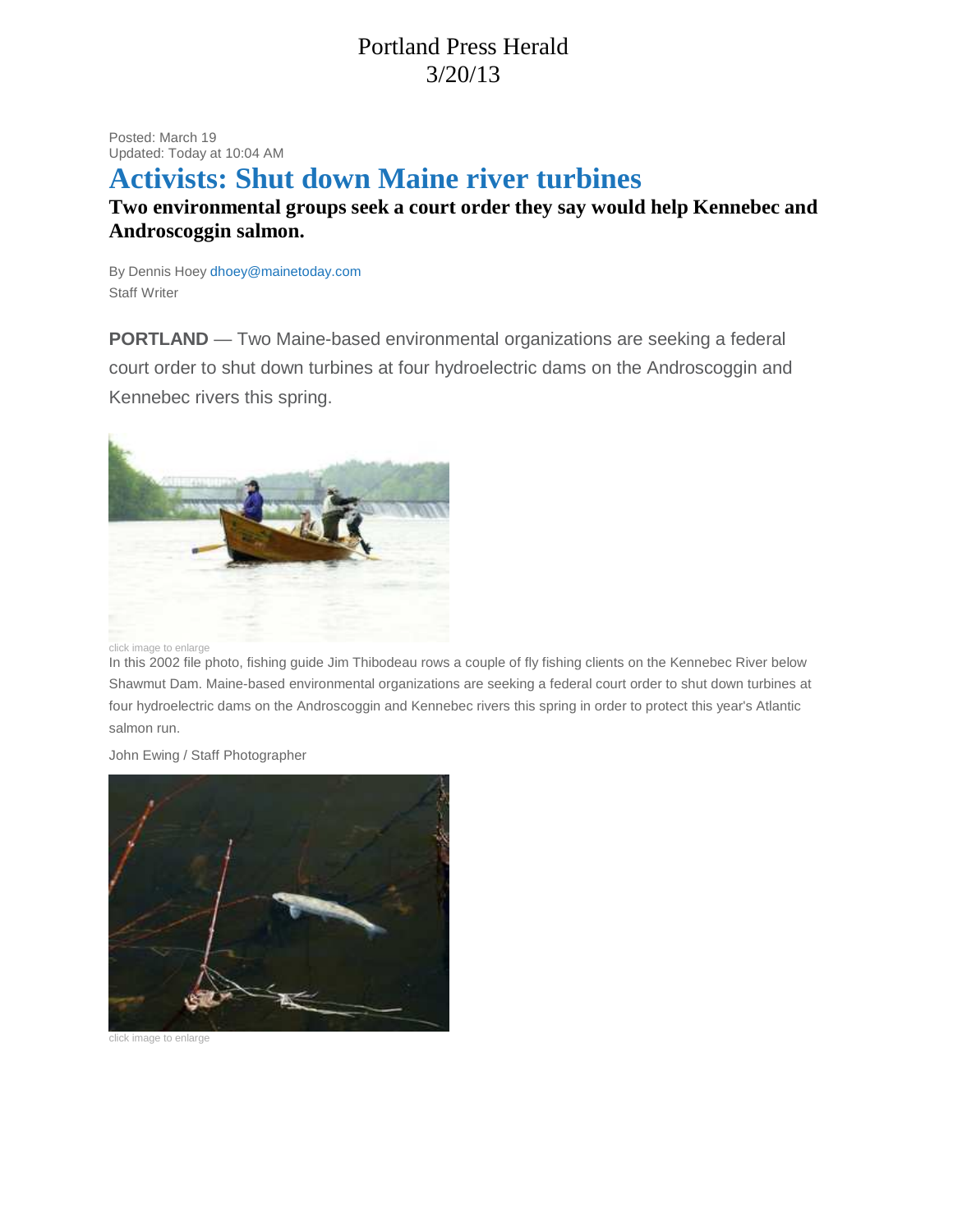Portland Press Herald
3/20/13

Posted: March 19
Updated: Today at 10:04 AM

# Activists: Shut down Maine river turbines

## Two environmental groups seek a court order they say would help Kennebec and Androscoggin salmon.

By Dennis Hoey dhoey@mainetoday.com
Staff Writer

**PORTLAND** — Two Maine-based environmental organizations are seeking a federal court order to shut down turbines at four hydroelectric dams on the Androscoggin and Kennebec rivers this spring.

click image to enlarge

In this 2002 file photo, fishing guide Jim Thibodeau rows a couple of fly fishing clients on the Kennebec River below Shawmut Dam. Maine-based environmental organizations are seeking a federal court order to shut down turbines at four hydroelectric dams on the Androscoggin and Kennebec rivers this spring in order to protect this year's Atlantic salmon run.

John Ewing / Staff Photographer

click image to enlarge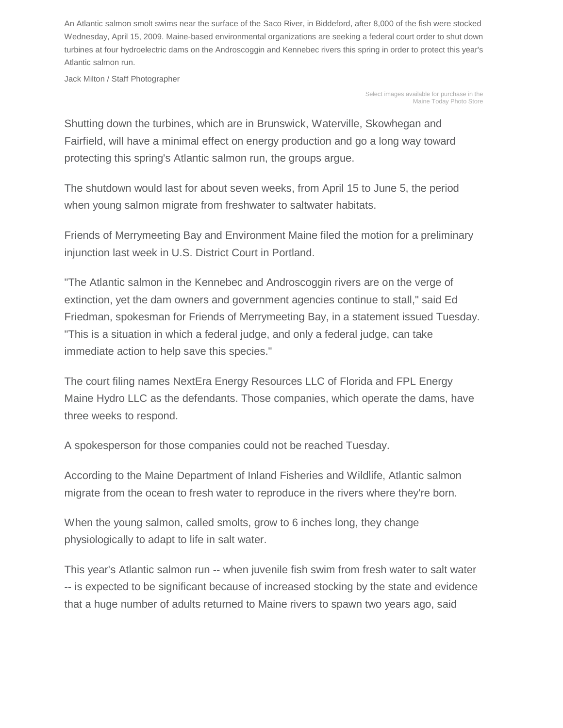An Atlantic salmon smolt swims near the surface of the Saco River, in Biddeford, after 8,000 of the fish were stocked Wednesday, April 15, 2009. Maine-based environmental organizations are seeking a federal court order to shut down turbines at four hydroelectric dams on the Androscoggin and Kennebec rivers this spring in order to protect this year's Atlantic salmon run.

Jack Milton / Staff Photographer

Select images available for purchase in the Maine Today Photo Store

Shutting down the turbines, which are in Brunswick, Waterville, Skowhegan and Fairfield, will have a minimal effect on energy production and go a long way toward protecting this spring's Atlantic salmon run, the groups argue.

The shutdown would last for about seven weeks, from April 15 to June 5, the period when young salmon migrate from freshwater to saltwater habitats.

Friends of Merrymeeting Bay and Environment Maine filed the motion for a preliminary injunction last week in U.S. District Court in Portland.

"The Atlantic salmon in the Kennebec and Androscoggin rivers are on the verge of extinction, yet the dam owners and government agencies continue to stall," said Ed Friedman, spokesman for Friends of Merrymeeting Bay, in a statement issued Tuesday. "This is a situation in which a federal judge, and only a federal judge, can take immediate action to help save this species."

The court filing names NextEra Energy Resources LLC of Florida and FPL Energy Maine Hydro LLC as the defendants. Those companies, which operate the dams, have three weeks to respond.

A spokesperson for those companies could not be reached Tuesday.

According to the Maine Department of Inland Fisheries and Wildlife, Atlantic salmon migrate from the ocean to fresh water to reproduce in the rivers where they're born.

When the young salmon, called smolts, grow to 6 inches long, they change physiologically to adapt to life in salt water.

This year's Atlantic salmon run -- when juvenile fish swim from fresh water to salt water -- is expected to be significant because of increased stocking by the state and evidence that a huge number of adults returned to Maine rivers to spawn two years ago, said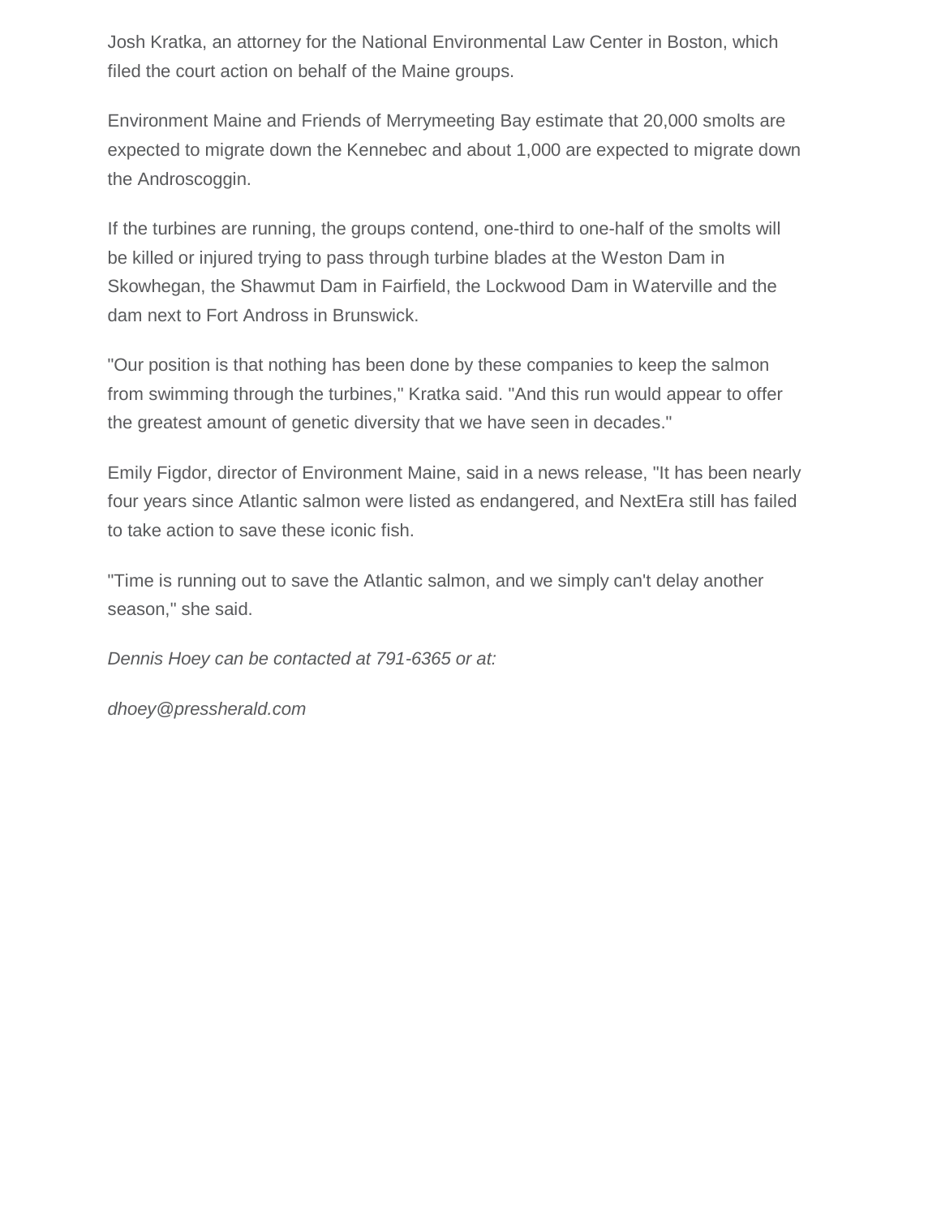Josh Kratka, an attorney for the National Environmental Law Center in Boston, which filed the court action on behalf of the Maine groups.

Environment Maine and Friends of Merrymeeting Bay estimate that 20,000 smolts are expected to migrate down the Kennebec and about 1,000 are expected to migrate down the Androscoggin.

If the turbines are running, the groups contend, one-third to one-half of the smolts will be killed or injured trying to pass through turbine blades at the Weston Dam in Skowhegan, the Shawmut Dam in Fairfield, the Lockwood Dam in Waterville and the dam next to Fort Andross in Brunswick.

"Our position is that nothing has been done by these companies to keep the salmon from swimming through the turbines," Kratka said. "And this run would appear to offer the greatest amount of genetic diversity that we have seen in decades."

Emily Figdor, director of Environment Maine, said in a news release, "It has been nearly four years since Atlantic salmon were listed as endangered, and NextEra still has failed to take action to save these iconic fish.

"Time is running out to save the Atlantic salmon, and we simply can't delay another season," she said.

*Dennis Hoey can be contacted at 791-6365 or at:*

*dhoey@pressherald.com*